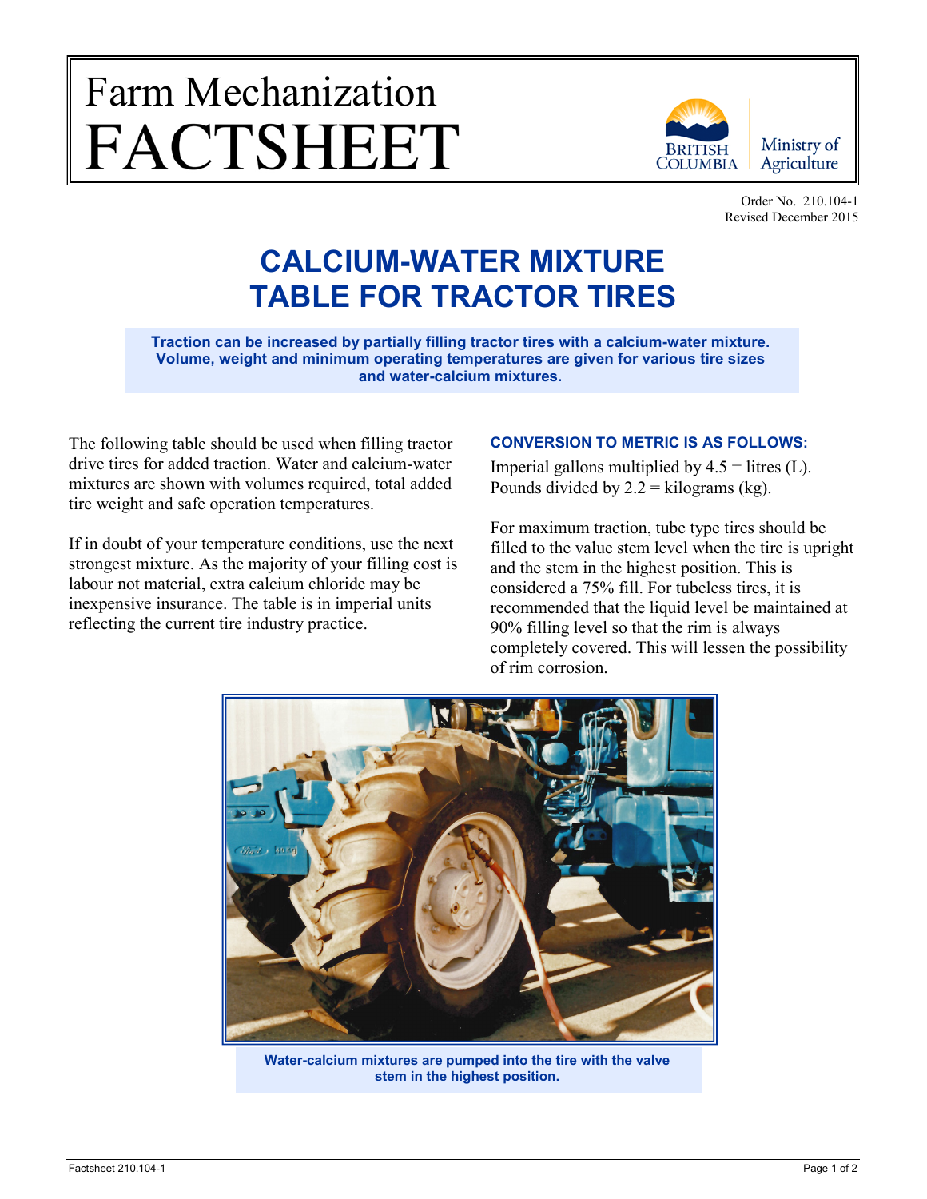# Farm Mechanization FACTSHEET

British Columbia Ministry of Agriculture

Order No. 210.104-1
Revised December 2015

## CALCIUM-WATER MIXTURE TABLE FOR TRACTOR TIRES

**Traction can be increased by partially filling tractor tires with a calcium-water mixture. Volume, weight and minimum operating temperatures are given for various tire sizes and water-calcium mixtures.**

The following table should be used when filling tractor drive tires for added traction. Water and calcium-water mixtures are shown with volumes required, total added tire weight and safe operation temperatures.

If in doubt of your temperature conditions, use the next strongest mixture. As the majority of your filling cost is labour not material, extra calcium chloride may be inexpensive insurance. The table is in imperial units reflecting the current tire industry practice.

### CONVERSION TO METRIC IS AS FOLLOWS:

Imperial gallons multiplied by 4.5 = litres (L).
Pounds divided by 2.2 = kilograms (kg).

For maximum traction, tube type tires should be filled to the value stem level when the tire is upright and the stem in the highest position. This is considered a 75% fill. For tubeless tires, it is recommended that the liquid level be maintained at 90% filling level so that the rim is always completely covered. This will lessen the possibility of rim corrosion.

**Water-calcium mixtures are pumped into the tire with the valve stem in the highest position.**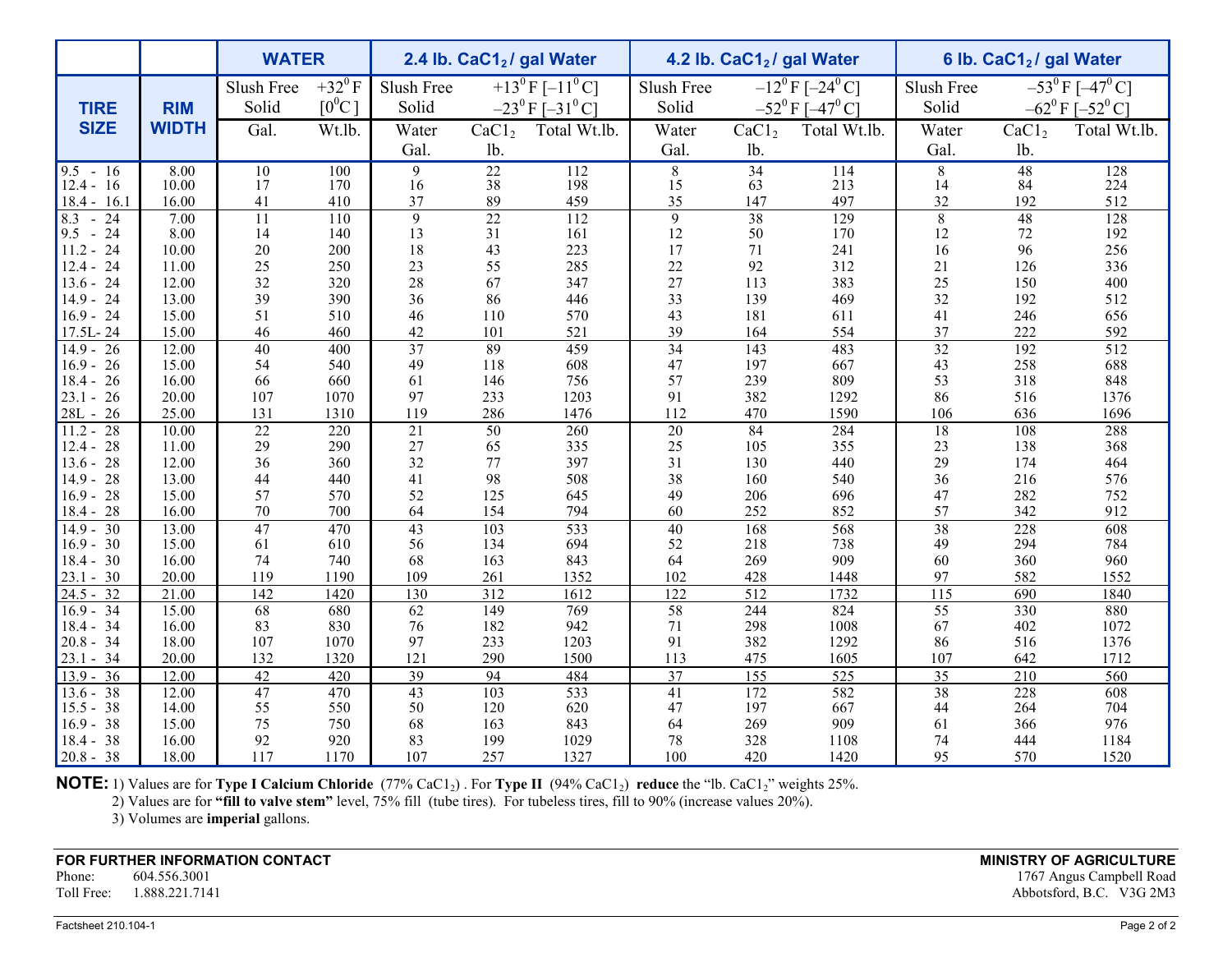| TIRE SIZE | RIM WIDTH | WATER | | 2.4 lb. $CaCl_2$ / gal Water | | | 4.2 lb. $CaCl_2$ / gal Water | | | 6 lb. $CaCl_2$ / gal Water | | |
|---|---|---|---|---|---|---|---|---|---|---|---|---|
| | | Slush Free Solid | +32$^0$F [0$^0$C] | Slush Free Solid | +13$^0$F [–11$^0$C] –23$^0$F [–31$^0$C] | | Slush Free Solid | –12$^0$F [–24$^0$C] –52$^0$F [–47$^0$C] | | Slush Free Solid | –53$^0$F [–47$^0$C] –62$^0$F [–52$^0$C] | |
| | | Gal. | Wt.lb. | Water Gal. | $CaCl_2$ lb. | Total Wt.lb. | Water Gal. | $CaCl_2$ lb. | Total Wt.lb. | Water Gal. | $CaCl_2$ lb. | Total Wt.lb. |
| 9.5 - 16 | 8.00 | 10 | 100 | 9 | 22 | 112 | 8 | 34 | 114 | 8 | 48 | 128 |
| 12.4 - 16 | 10.00 | 17 | 170 | 16 | 38 | 198 | 15 | 63 | 213 | 14 | 84 | 224 |
| 18.4 - 16.1 | 16.00 | 41 | 410 | 37 | 89 | 459 | 35 | 147 | 497 | 32 | 192 | 512 |
| 8.3 - 24 | 7.00 | 11 | 110 | 9 | 22 | 112 | 9 | 38 | 129 | 8 | 48 | 128 |
| 9.5 - 24 | 8.00 | 14 | 140 | 13 | 31 | 161 | 12 | 50 | 170 | 12 | 72 | 192 |
| 11.2 - 24 | 10.00 | 20 | 200 | 18 | 43 | 223 | 17 | 71 | 241 | 16 | 96 | 256 |
| 12.4 - 24 | 11.00 | 25 | 250 | 23 | 55 | 285 | 22 | 92 | 312 | 21 | 126 | 336 |
| 13.6 - 24 | 12.00 | 32 | 320 | 28 | 67 | 347 | 27 | 113 | 383 | 25 | 150 | 400 |
| 14.9 - 24 | 13.00 | 39 | 390 | 36 | 86 | 446 | 33 | 139 | 469 | 32 | 192 | 512 |
| 16.9 - 24 | 15.00 | 51 | 510 | 46 | 110 | 570 | 43 | 181 | 611 | 41 | 246 | 656 |
| 17.5L- 24 | 15.00 | 46 | 460 | 42 | 101 | 521 | 39 | 164 | 554 | 37 | 222 | 592 |
| 14.9 - 26 | 12.00 | 40 | 400 | 37 | 89 | 459 | 34 | 143 | 483 | 32 | 192 | 512 |
| 16.9 - 26 | 15.00 | 54 | 540 | 49 | 118 | 608 | 47 | 197 | 667 | 43 | 258 | 688 |
| 18.4 - 26 | 16.00 | 66 | 660 | 61 | 146 | 756 | 57 | 239 | 809 | 53 | 318 | 848 |
| 23.1 - 26 | 20.00 | 107 | 1070 | 97 | 233 | 1203 | 91 | 382 | 1292 | 86 | 516 | 1376 |
| 28L - 26 | 25.00 | 131 | 1310 | 119 | 286 | 1476 | 112 | 470 | 1590 | 106 | 636 | 1696 |
| 11.2 - 28 | 10.00 | 22 | 220 | 21 | 50 | 260 | 20 | 84 | 284 | 18 | 108 | 288 |
| 12.4 - 28 | 11.00 | 29 | 290 | 27 | 65 | 335 | 25 | 105 | 355 | 23 | 138 | 368 |
| 13.6 - 28 | 12.00 | 36 | 360 | 32 | 77 | 397 | 31 | 130 | 440 | 29 | 174 | 464 |
| 14.9 - 28 | 13.00 | 44 | 440 | 41 | 98 | 508 | 38 | 160 | 540 | 36 | 216 | 576 |
| 16.9 - 28 | 15.00 | 57 | 570 | 52 | 125 | 645 | 49 | 206 | 696 | 47 | 282 | 752 |
| 18.4 - 28 | 16.00 | 70 | 700 | 64 | 154 | 794 | 60 | 252 | 852 | 57 | 342 | 912 |
| 14.9 - 30 | 13.00 | 47 | 470 | 43 | 103 | 533 | 40 | 168 | 568 | 38 | 228 | 608 |
| 16.9 - 30 | 15.00 | 61 | 610 | 56 | 134 | 694 | 52 | 218 | 738 | 49 | 294 | 784 |
| 18.4 - 30 | 16.00 | 74 | 740 | 68 | 163 | 843 | 64 | 269 | 909 | 60 | 360 | 960 |
| 23.1 - 30 | 20.00 | 119 | 1190 | 109 | 261 | 1352 | 102 | 428 | 1448 | 97 | 582 | 1552 |
| 24.5 - 32 | 21.00 | 142 | 1420 | 130 | 312 | 1612 | 122 | 512 | 1732 | 115 | 690 | 1840 |
| 16.9 - 34 | 15.00 | 68 | 680 | 62 | 149 | 769 | 58 | 244 | 824 | 55 | 330 | 880 |
| 18.4 - 34 | 16.00 | 83 | 830 | 76 | 182 | 942 | 71 | 298 | 1008 | 67 | 402 | 1072 |
| 20.8 - 34 | 18.00 | 107 | 1070 | 97 | 233 | 1203 | 91 | 382 | 1292 | 86 | 516 | 1376 |
| 23.1 - 34 | 20.00 | 132 | 1320 | 121 | 290 | 1500 | 113 | 475 | 1605 | 107 | 642 | 1712 |
| 13.9 - 36 | 12.00 | 42 | 420 | 39 | 94 | 484 | 37 | 155 | 525 | 35 | 210 | 560 |
| 13.6 - 38 | 12.00 | 47 | 470 | 43 | 103 | 533 | 41 | 172 | 582 | 38 | 228 | 608 |
| 15.5 - 38 | 14.00 | 55 | 550 | 50 | 120 | 620 | 47 | 197 | 667 | 44 | 264 | 704 |
| 16.9 - 38 | 15.00 | 75 | 750 | 68 | 163 | 843 | 64 | 269 | 909 | 61 | 366 | 976 |
| 18.4 - 38 | 16.00 | 92 | 920 | 83 | 199 | 1029 | 78 | 328 | 1108 | 74 | 444 | 1184 |
| 20.8 - 38 | 18.00 | 117 | 1170 | 107 | 257 | 1327 | 100 | 420 | 1420 | 95 | 570 | 1520 |

**NOTE:** 1) Values are for **Type I Calcium Chloride** (77% $CaCl_2$) . For **Type II** (94% $CaCl_2$) **reduce** the "lb. $CaCl_2$" weights 25%.

2) Values are for **"fill to valve stem"** level, 75% fill (tube tires). For tubeless tires, fill to 90% (increase values 20%).

3) Volumes are **imperial** gallons.

**FOR FURTHER INFORMATION CONTACT**

Phone: 604.556.3001
Toll Free: 1.888.221.7141

**MINISTRY OF AGRICULTURE**

1767 Angus Campbell Road
Abbotsford, B.C. V3G 2M3

Factsheet 210.104-1